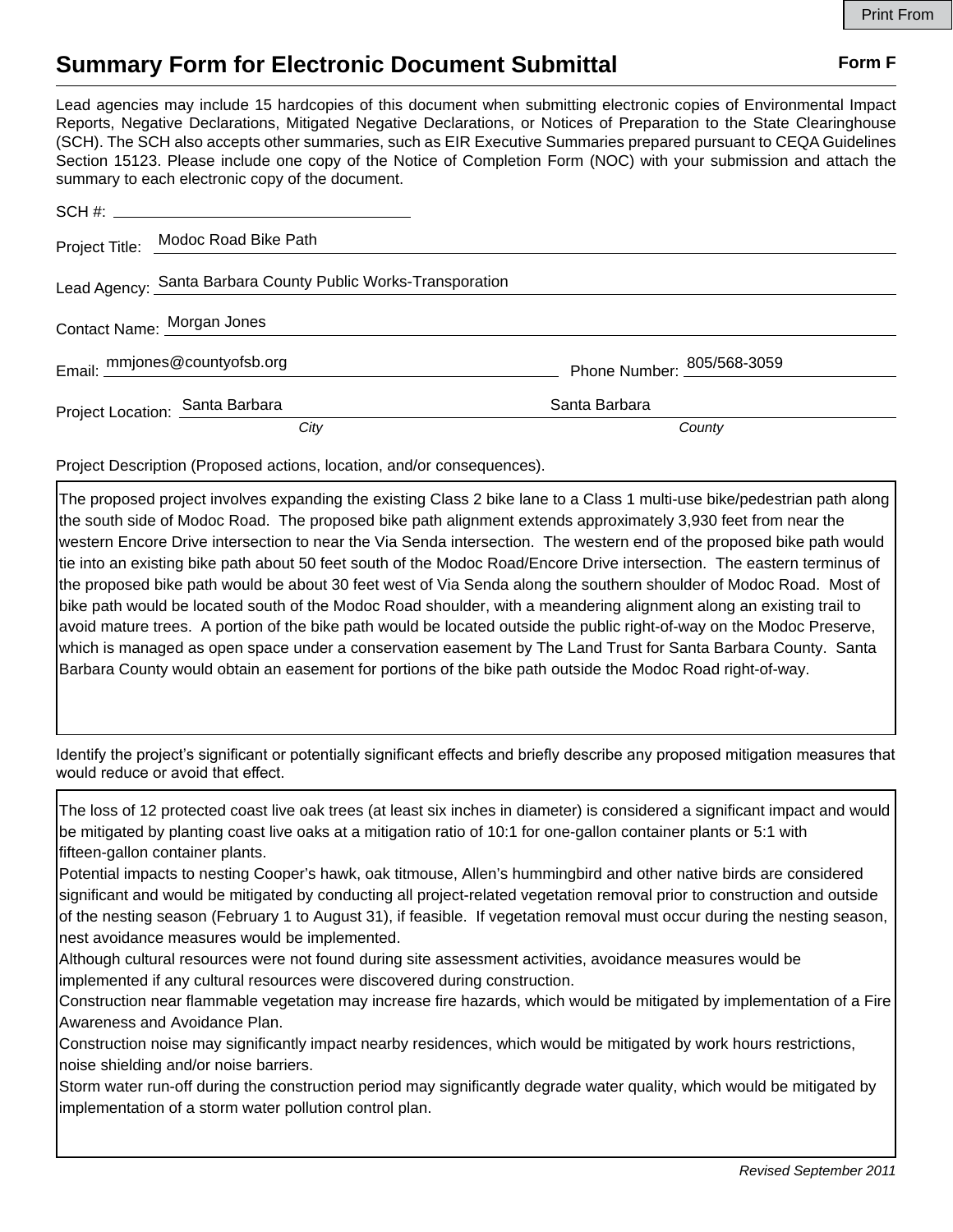Print From

# Summary Form for Electronic Document Submittal

**Form F**

Lead agencies may include 15 hardcopies of this document when submitting electronic copies of Environmental Impact Reports, Negative Declarations, Mitigated Negative Declarations, or Notices of Preparation to the State Clearinghouse (SCH). The SCH also accepts other summaries, such as EIR Executive Summaries prepared pursuant to CEQA Guidelines Section 15123. Please include one copy of the Notice of Completion Form (NOC) with your submission and attach the summary to each electronic copy of the document.

SCH #: 

Project Title: Modoc Road Bike Path

Lead Agency: Santa Barbara County Public Works-Transporation

Contact Name: Morgan Jones

Email: mmjones@countyofsb.org    Phone Number: 805/568-3059

Project Location: Santa Barbara (*City*)    Santa Barbara (*County*)

Project Description (Proposed actions, location, and/or consequences).

The proposed project involves expanding the existing Class 2 bike lane to a Class 1 multi-use bike/pedestrian path along the south side of Modoc Road. The proposed bike path alignment extends approximately 3,930 feet from near the western Encore Drive intersection to near the Via Senda intersection. The western end of the proposed bike path would tie into an existing bike path about 50 feet south of the Modoc Road/Encore Drive intersection. The eastern terminus of the proposed bike path would be about 30 feet west of Via Senda along the southern shoulder of Modoc Road. Most of bike path would be located south of the Modoc Road shoulder, with a meandering alignment along an existing trail to avoid mature trees. A portion of the bike path would be located outside the public right-of-way on the Modoc Preserve, which is managed as open space under a conservation easement by The Land Trust for Santa Barbara County. Santa Barbara County would obtain an easement for portions of the bike path outside the Modoc Road right-of-way.

Identify the project's significant or potentially significant effects and briefly describe any proposed mitigation measures that would reduce or avoid that effect.

The loss of 12 protected coast live oak trees (at least six inches in diameter) is considered a significant impact and would be mitigated by planting coast live oaks at a mitigation ratio of 10:1 for one-gallon container plants or 5:1 with fifteen-gallon container plants.

Potential impacts to nesting Cooper's hawk, oak titmouse, Allen's hummingbird and other native birds are considered significant and would be mitigated by conducting all project-related vegetation removal prior to construction and outside of the nesting season (February 1 to August 31), if feasible. If vegetation removal must occur during the nesting season, nest avoidance measures would be implemented.

Although cultural resources were not found during site assessment activities, avoidance measures would be implemented if any cultural resources were discovered during construction.

Construction near flammable vegetation may increase fire hazards, which would be mitigated by implementation of a Fire Awareness and Avoidance Plan.

Construction noise may significantly impact nearby residences, which would be mitigated by work hours restrictions, noise shielding and/or noise barriers.

Storm water run-off during the construction period may significantly degrade water quality, which would be mitigated by implementation of a storm water pollution control plan.

*Revised September 2011*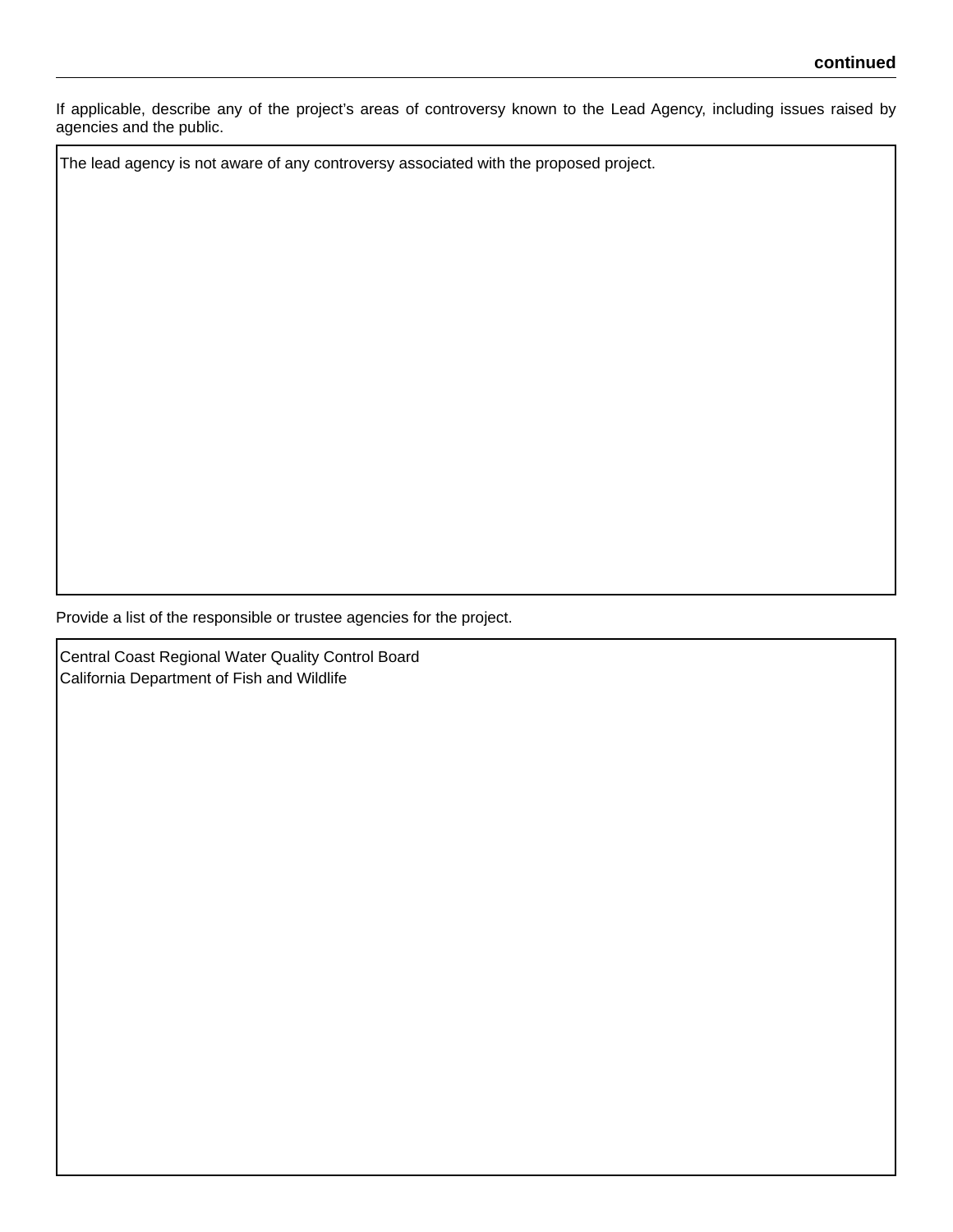**continued**

If applicable, describe any of the project's areas of controversy known to the Lead Agency, including issues raised by agencies and the public.

The lead agency is not aware of any controversy associated with the proposed project.

Provide a list of the responsible or trustee agencies for the project.

Central Coast Regional Water Quality Control Board
California Department of Fish and Wildlife